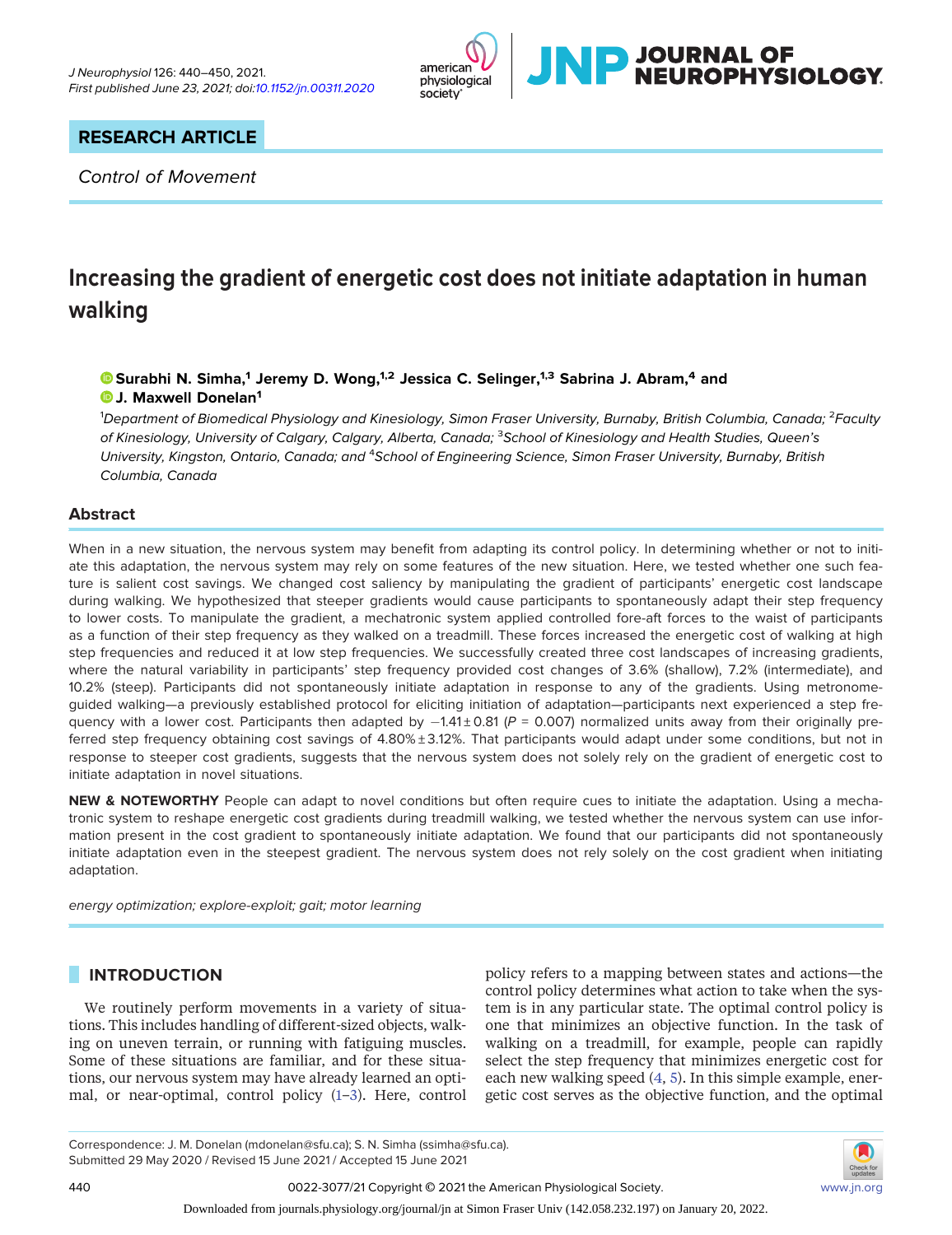RESEARCH ARTICLE

*Control of Movement*

# Increasing the gradient of energetic cost does not initiate adaptation in human walking

**Surabhi N. Simha,[1] Jeremy D. Wong,[1,2] Jessica C. Selinger,[1,3] Sabrina J. Abram,[4] and J. Maxwell Donelan[1]**

[1]*Department of Biomedical Physiology and Kinesiology, Simon Fraser University, Burnaby, British Columbia, Canada;* [2]*Faculty of Kinesiology, University of Calgary, Calgary, Alberta, Canada;* [3]*School of Kinesiology and Health Studies, Queen's University, Kingston, Ontario, Canada; and* [4]*School of Engineering Science, Simon Fraser University, Burnaby, British Columbia, Canada*

## Abstract

When in a new situation, the nervous system may benefit from adapting its control policy. In determining whether or not to initiate this adaptation, the nervous system may rely on some features of the new situation. Here, we tested whether one such feature is salient cost savings. We changed cost saliency by manipulating the gradient of participants' energetic cost landscape during walking. We hypothesized that steeper gradients would cause participants to spontaneously adapt their step frequency to lower costs. To manipulate the gradient, a mechatronic system applied controlled fore-aft forces to the waist of participants as a function of their step frequency as they walked on a treadmill. These forces increased the energetic cost of walking at high step frequencies and reduced it at low step frequencies. We successfully created three cost landscapes of increasing gradients, where the natural variability in participants' step frequency provided cost changes of 3.6% (shallow), 7.2% (intermediate), and 10.2% (steep). Participants did not spontaneously initiate adaptation in response to any of the gradients. Using metronome-guided walking—a previously established protocol for eliciting initiation of adaptation—participants next experienced a step frequency with a lower cost. Participants then adapted by $-1.41 \pm 0.81$ ($P$ = 0.007) normalized units away from their originally preferred step frequency obtaining cost savings of 4.80% ± 3.12%. That participants would adapt under some conditions, but not in response to steeper cost gradients, suggests that the nervous system does not solely rely on the gradient of energetic cost to initiate adaptation in novel situations.

**NEW & NOTEWORTHY** People can adapt to novel conditions but often require cues to initiate the adaptation. Using a mechatronic system to reshape energetic cost gradients during treadmill walking, we tested whether the nervous system can use information present in the cost gradient to spontaneously initiate adaptation. We found that our participants did not spontaneously initiate adaptation even in the steepest gradient. The nervous system does not rely solely on the cost gradient when initiating adaptation.

*energy optimization; explore-exploit; gait; motor learning*

## INTRODUCTION

We routinely perform movements in a variety of situations. This includes handling of different-sized objects, walking on uneven terrain, or running with fatiguing muscles. Some of these situations are familiar, and for these situations, our nervous system may have already learned an optimal, or near-optimal, control policy (1–3). Here, control policy refers to a mapping between states and actions—the control policy determines what action to take when the system is in any particular state. The optimal control policy is one that minimizes an objective function. In the task of walking on a treadmill, for example, people can rapidly select the step frequency that minimizes energetic cost for each new walking speed (4, 5). In this simple example, energetic cost serves as the objective function, and the optimal

Correspondence: J. M. Donelan (mdonelan@sfu.ca); S. N. Simha (ssimha@sfu.ca).
Submitted 29 May 2020 / Revised 15 June 2021 / Accepted 15 June 2021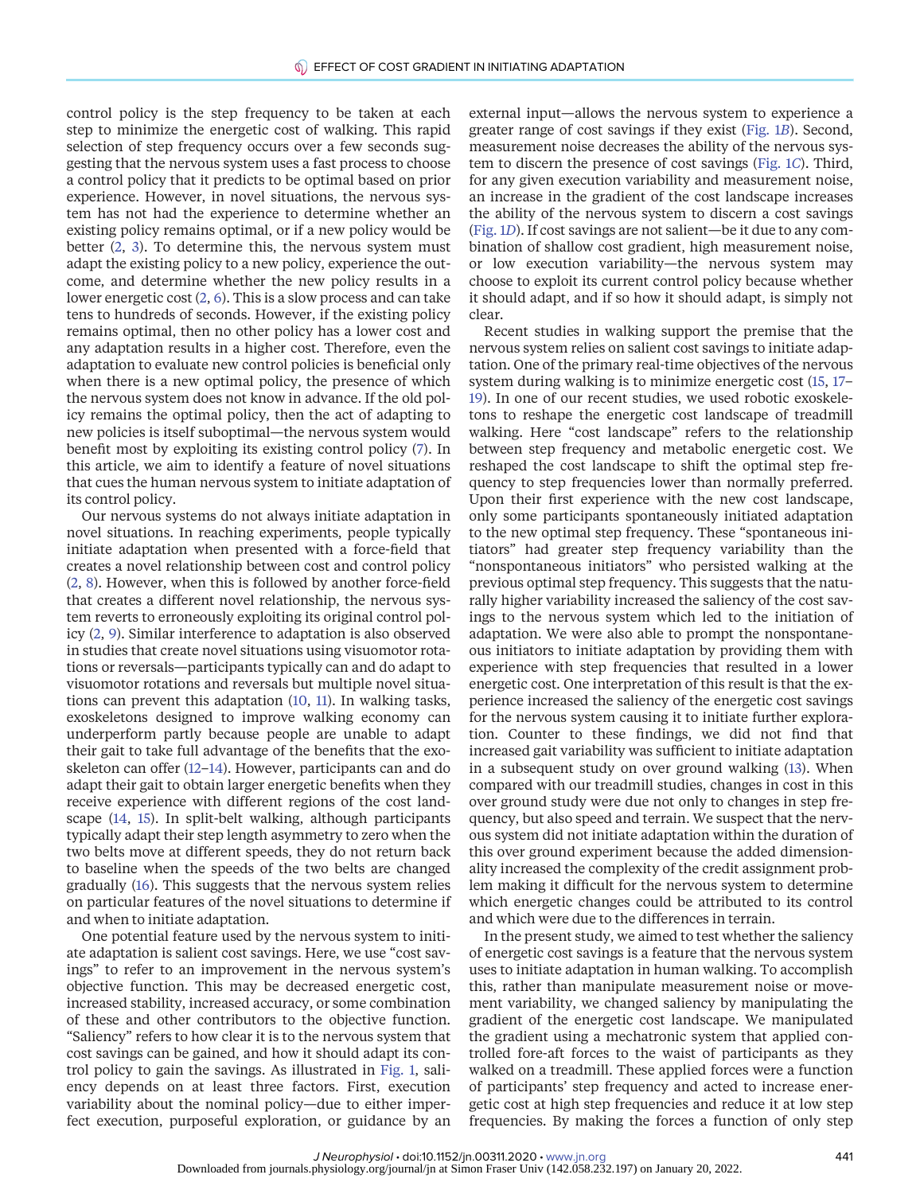control policy is the step frequency to be taken at each step to minimize the energetic cost of walking. This rapid selection of step frequency occurs over a few seconds suggesting that the nervous system uses a fast process to choose a control policy that it predicts to be optimal based on prior experience. However, in novel situations, the nervous system has not had the experience to determine whether an existing policy remains optimal, or if a new policy would be better (2, 3). To determine this, the nervous system must adapt the existing policy to a new policy, experience the outcome, and determine whether the new policy results in a lower energetic cost (2, 6). This is a slow process and can take tens to hundreds of seconds. However, if the existing policy remains optimal, then no other policy has a lower cost and any adaptation results in a higher cost. Therefore, even the adaptation to evaluate new control policies is beneficial only when there is a new optimal policy, the presence of which the nervous system does not know in advance. If the old policy remains the optimal policy, then the act of adapting to new policies is itself suboptimal—the nervous system would benefit most by exploiting its existing control policy (7). In this article, we aim to identify a feature of novel situations that cues the human nervous system to initiate adaptation of its control policy.

Our nervous systems do not always initiate adaptation in novel situations. In reaching experiments, people typically initiate adaptation when presented with a force-field that creates a novel relationship between cost and control policy (2, 8). However, when this is followed by another force-field that creates a different novel relationship, the nervous system reverts to erroneously exploiting its original control policy (2, 9). Similar interference to adaptation is also observed in studies that create novel situations using visuomotor rotations or reversals—participants typically can and do adapt to visuomotor rotations and reversals but multiple novel situations can prevent this adaptation (10, 11). In walking tasks, exoskeletons designed to improve walking economy can underperform partly because people are unable to adapt their gait to take full advantage of the benefits that the exoskeleton can offer (12–14). However, participants can and do adapt their gait to obtain larger energetic benefits when they receive experience with different regions of the cost landscape (14, 15). In split-belt walking, although participants typically adapt their step length asymmetry to zero when the two belts move at different speeds, they do not return back to baseline when the speeds of the two belts are changed gradually (16). This suggests that the nervous system relies on particular features of the novel situations to determine if and when to initiate adaptation.

One potential feature used by the nervous system to initiate adaptation is salient cost savings. Here, we use "cost savings" to refer to an improvement in the nervous system's objective function. This may be decreased energetic cost, increased stability, increased accuracy, or some combination of these and other contributors to the objective function. "Saliency" refers to how clear it is to the nervous system that cost savings can be gained, and how it should adapt its control policy to gain the savings. As illustrated in Fig. 1, saliency depends on at least three factors. First, execution variability about the nominal policy—due to either imperfect execution, purposeful exploration, or guidance by an external input—allows the nervous system to experience a greater range of cost savings if they exist (Fig. 1*B*). Second, measurement noise decreases the ability of the nervous system to discern the presence of cost savings (Fig. 1*C*). Third, for any given execution variability and measurement noise, an increase in the gradient of the cost landscape increases the ability of the nervous system to discern a cost savings (Fig. 1*D*). If cost savings are not salient—be it due to any combination of shallow cost gradient, high measurement noise, or low execution variability—the nervous system may choose to exploit its current control policy because whether it should adapt, and if so how it should adapt, is simply not clear.

Recent studies in walking support the premise that the nervous system relies on salient cost savings to initiate adaptation. One of the primary real-time objectives of the nervous system during walking is to minimize energetic cost (15, 17–19). In one of our recent studies, we used robotic exoskeletons to reshape the energetic cost landscape of treadmill walking. Here "cost landscape" refers to the relationship between step frequency and metabolic energetic cost. We reshaped the cost landscape to shift the optimal step frequency to step frequencies lower than normally preferred. Upon their first experience with the new cost landscape, only some participants spontaneously initiated adaptation to the new optimal step frequency. These "spontaneous initiators" had greater step frequency variability than the "nonspontaneous initiators" who persisted walking at the previous optimal step frequency. This suggests that the naturally higher variability increased the saliency of the cost savings to the nervous system which led to the initiation of adaptation. We were also able to prompt the nonspontaneous initiators to initiate adaptation by providing them with experience with step frequencies that resulted in a lower energetic cost. One interpretation of this result is that the experience increased the saliency of the energetic cost savings for the nervous system causing it to initiate further exploration. Counter to these findings, we did not find that increased gait variability was sufficient to initiate adaptation in a subsequent study on over ground walking (13). When compared with our treadmill studies, changes in cost in this over ground study were due not only to changes in step frequency, but also speed and terrain. We suspect that the nervous system did not initiate adaptation within the duration of this over ground experiment because the added dimensionality increased the complexity of the credit assignment problem making it difficult for the nervous system to determine which energetic changes could be attributed to its control and which were due to the differences in terrain.

In the present study, we aimed to test whether the saliency of energetic cost savings is a feature that the nervous system uses to initiate adaptation in human walking. To accomplish this, rather than manipulate measurement noise or movement variability, we changed saliency by manipulating the gradient of the energetic cost landscape. We manipulated the gradient using a mechatronic system that applied controlled fore-aft forces to the waist of participants as they walked on a treadmill. These applied forces were a function of participants' step frequency and acted to increase energetic cost at high step frequencies and reduce it at low step frequencies. By making the forces a function of only step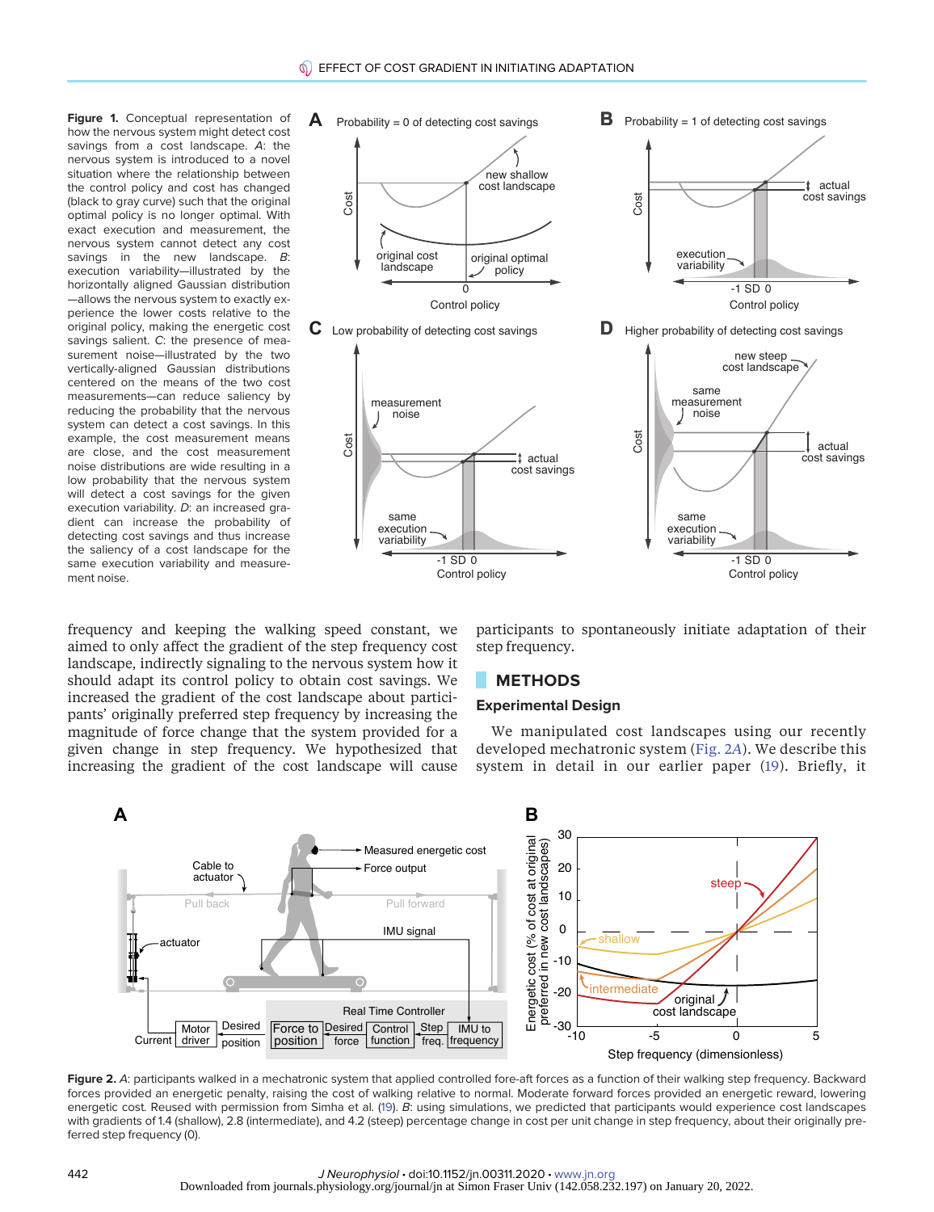**Figure 1.** Conceptual representation of how the nervous system might detect cost savings from a cost landscape. *A*: the nervous system is introduced to a novel situation where the relationship between the control policy and cost has changed (black to gray curve) such that the original optimal policy is no longer optimal. With exact execution and measurement, the nervous system cannot detect any cost savings in the new landscape. *B*: execution variability—illustrated by the horizontally aligned Gaussian distribution—allows the nervous system to exactly experience the lower costs relative to the original policy, making the energetic cost savings salient. *C*: the presence of measurement noise—illustrated by the two vertically-aligned Gaussian distributions centered on the means of the two cost measurements—can reduce saliency by reducing the probability that the nervous system can detect a cost savings. In this example, the cost measurement means are close, and the cost measurement noise distributions are wide resulting in a low probability that the nervous system will detect a cost savings for the given execution variability. *D*: an increased gradient can increase the probability of detecting cost savings and thus increase the saliency of a cost landscape for the same execution variability and measurement noise.

frequency and keeping the walking speed constant, we aimed to only affect the gradient of the step frequency cost landscape, indirectly signaling to the nervous system how it should adapt its control policy to obtain cost savings. We increased the gradient of the cost landscape about participants' originally preferred step frequency by increasing the magnitude of force change that the system provided for a given change in step frequency. We hypothesized that increasing the gradient of the cost landscape will cause participants to spontaneously initiate adaptation of their step frequency.

## METHODS

### Experimental Design

We manipulated cost landscapes using our recently developed mechatronic system (Fig. 2*A*). We describe this system in detail in our earlier paper (19). Briefly, it

**Figure 2.** *A*: participants walked in a mechatronic system that applied controlled fore-aft forces as a function of their walking step frequency. Backward forces provided an energetic penalty, raising the cost of walking relative to normal. Moderate forward forces provided an energetic reward, lowering energetic cost. Reused with permission from Simha et al. (19). *B*: using simulations, we predicted that participants would experience cost landscapes with gradients of 1.4 (shallow), 2.8 (intermediate), and 4.2 (steep) percentage change in cost per unit change in step frequency, about their originally preferred step frequency (0).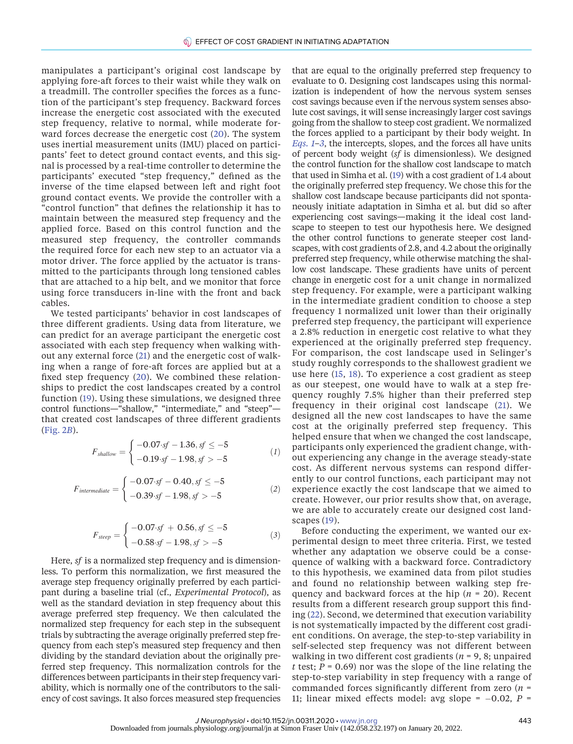manipulates a participant's original cost landscape by applying fore-aft forces to their waist while they walk on a treadmill. The controller specifies the forces as a function of the participant's step frequency. Backward forces increase the energetic cost associated with the executed step frequency, relative to normal, while moderate forward forces decrease the energetic cost (20). The system uses inertial measurement units (IMU) placed on participants' feet to detect ground contact events, and this signal is processed by a real-time controller to determine the participants' executed "step frequency," defined as the inverse of the time elapsed between left and right foot ground contact events. We provide the controller with a "control function" that defines the relationship it has to maintain between the measured step frequency and the applied force. Based on this control function and the measured step frequency, the controller commands the required force for each new step to an actuator via a motor driver. The force applied by the actuator is transmitted to the participants through long tensioned cables that are attached to a hip belt, and we monitor that force using force transducers in-line with the front and back cables.

We tested participants' behavior in cost landscapes of three different gradients. Using data from literature, we can predict for an average participant the energetic cost associated with each step frequency when walking without any external force (21) and the energetic cost of walking when a range of fore-aft forces are applied but at a fixed step frequency (20). We combined these relationships to predict the cost landscapes created by a control function (19). Using these simulations, we designed three control functions—"shallow," "intermediate," and "steep"—that created cost landscapes of three different gradients (Fig. 2*B*).

$$F_{shallow} = \begin{cases} -0.07 \cdot sf - 1.36, sf \leq -5 \\ -0.19 \cdot sf - 1.98, sf > -5 \end{cases} \quad (1)$$

$$F_{intermediate} = \begin{cases} -0.07 \cdot sf - 0.40, sf \leq -5 \\ -0.39 \cdot sf - 1.98, sf > -5 \end{cases} \quad (2)$$

$$F_{steep} = \begin{cases} -0.07 \cdot sf + 0.56, sf \leq -5 \\ -0.58 \cdot sf - 1.98, sf > -5 \end{cases} \quad (3)$$

Here, *sf* is a normalized step frequency and is dimensionless. To perform this normalization, we first measured the average step frequency originally preferred by each participant during a baseline trial (cf., *Experimental Protocol*), as well as the standard deviation in step frequency about this average preferred step frequency. We then calculated the normalized step frequency for each step in the subsequent trials by subtracting the average originally preferred step frequency from each step's measured step frequency and then dividing by the standard deviation about the originally preferred step frequency. This normalization controls for the differences between participants in their step frequency variability, which is normally one of the contributors to the saliency of cost savings. It also forces measured step frequencies that are equal to the originally preferred step frequency to evaluate to 0. Designing cost landscapes using this normalization is independent of how the nervous system senses cost savings because even if the nervous system senses absolute cost savings, it will sense increasingly larger cost savings going from the shallow to steep cost gradient. We normalized the forces applied to a participant by their body weight. In *Eqs. 1–3*, the intercepts, slopes, and the forces all have units of percent body weight (*sf* is dimensionless). We designed the control function for the shallow cost landscape to match that used in Simha et al. (19) with a cost gradient of 1.4 about the originally preferred step frequency. We chose this for the shallow cost landscape because participants did not spontaneously initiate adaptation in Simha et al. but did so after experiencing cost savings—making it the ideal cost landscape to steepen to test our hypothesis here. We designed the other control functions to generate steeper cost landscapes, with cost gradients of 2.8, and 4.2 about the originally preferred step frequency, while otherwise matching the shallow cost landscape. These gradients have units of percent change in energetic cost for a unit change in normalized step frequency. For example, were a participant walking in the intermediate gradient condition to choose a step frequency 1 normalized unit lower than their originally preferred step frequency, the participant will experience a 2.8% reduction in energetic cost relative to what they experienced at the originally preferred step frequency. For comparison, the cost landscape used in Selinger's study roughly corresponds to the shallowest gradient we use here (15, 18). To experience a cost gradient as steep as our steepest, one would have to walk at a step frequency roughly 7.5% higher than their preferred step frequency in their original cost landscape (21). We designed all the new cost landscapes to have the same cost at the originally preferred step frequency. This helped ensure that when we changed the cost landscape, participants only experienced the gradient change, without experiencing any change in the average steady-state cost. As different nervous systems can respond differently to our control functions, each participant may not experience exactly the cost landscape that we aimed to create. However, our prior results show that, on average, we are able to accurately create our designed cost landscapes (19).

Before conducting the experiment, we wanted our experimental design to meet three criteria. First, we tested whether any adaptation we observe could be a consequence of walking with a backward force. Contradictory to this hypothesis, we examined data from pilot studies and found no relationship between walking step frequency and backward forces at the hip ($n$ = 20). Recent results from a different research group support this finding (22). Second, we determined that execution variability is not systematically impacted by the different cost gradient conditions. On average, the step-to-step variability in self-selected step frequency was not different between walking in two different cost gradients ($n$ = 9, 8; unpaired $t$ test; $P$ = 0.69) nor was the slope of the line relating the step-to-step variability in step frequency with a range of commanded forces significantly different from zero ($n$ = 11; linear mixed effects model: avg slope = −0.02, $P$ =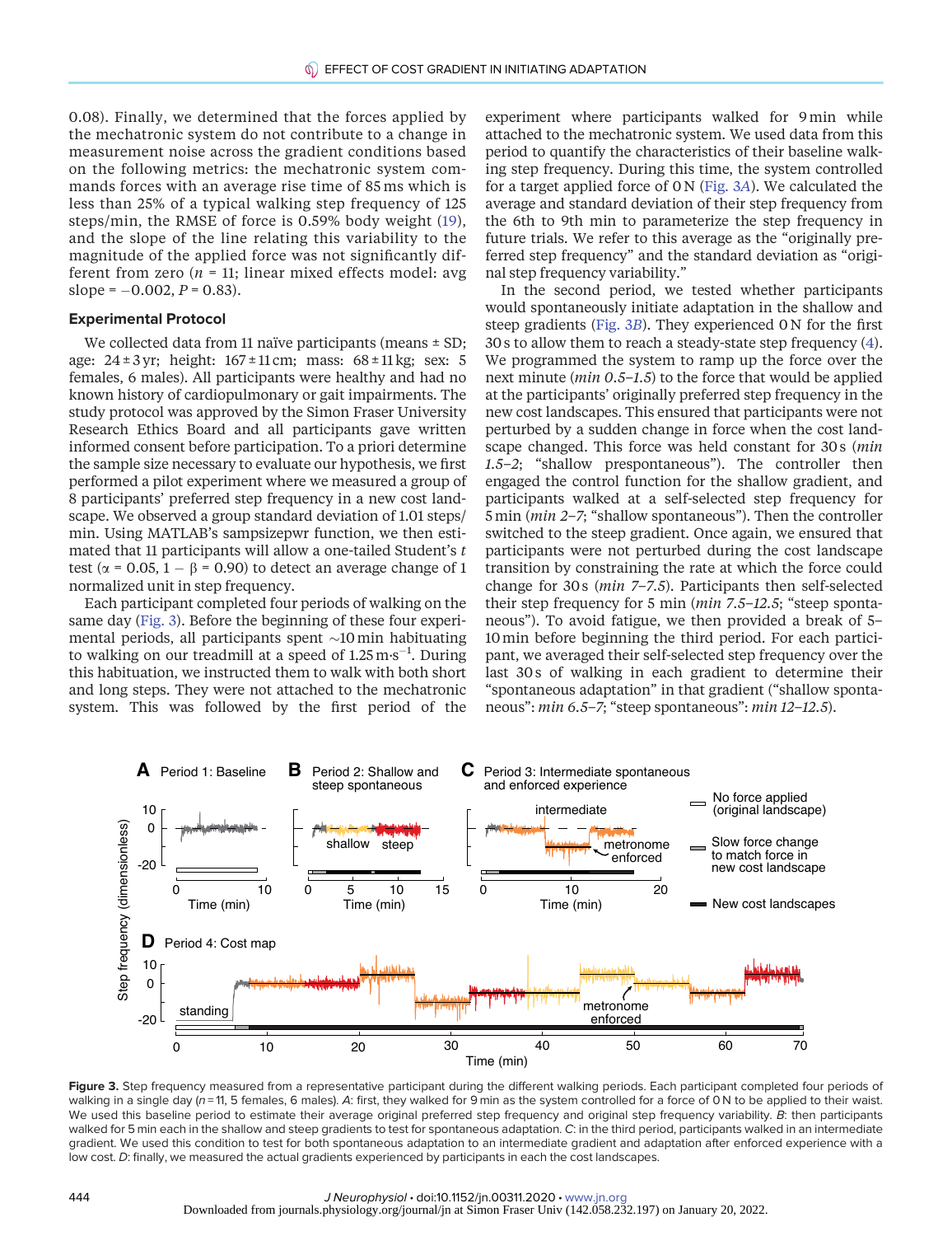0.08). Finally, we determined that the forces applied by the mechatronic system do not contribute to a change in measurement noise across the gradient conditions based on the following metrics: the mechatronic system commands forces with an average rise time of 85 ms which is less than 25% of a typical walking step frequency of 125 steps/min, the RMSE of force is 0.59% body weight (19), and the slope of the line relating this variability to the magnitude of the applied force was not significantly different from zero ($n$ = 11; linear mixed effects model: avg slope = −0.002, $P$ = 0.83).

### Experimental Protocol

We collected data from 11 naïve participants (means ± SD; age: 24 ± 3 yr; height: 167 ± 11 cm; mass: 68 ± 11 kg; sex: 5 females, 6 males). All participants were healthy and had no known history of cardiopulmonary or gait impairments. The study protocol was approved by the Simon Fraser University Research Ethics Board and all participants gave written informed consent before participation. To a priori determine the sample size necessary to evaluate our hypothesis, we first performed a pilot experiment where we measured a group of 8 participants' preferred step frequency in a new cost landscape. We observed a group standard deviation of 1.01 steps/min. Using MATLAB's sampsizepwr function, we then estimated that 11 participants will allow a one-tailed Student's $t$ test ($\alpha$ = 0.05, $1-\beta$ = 0.90) to detect an average change of 1 normalized unit in step frequency.

Each participant completed four periods of walking on the same day (Fig. 3). Before the beginning of these four experimental periods, all participants spent ∼10 min habituating to walking on our treadmill at a speed of 1.25 m·s$^{-1}$. During this habituation, we instructed them to walk with both short and long steps. They were not attached to the mechatronic system. This was followed by the first period of the experiment where participants walked for 9 min while attached to the mechatronic system. We used data from this period to quantify the characteristics of their baseline walking step frequency. During this time, the system controlled for a target applied force of 0 N (Fig. 3A). We calculated the average and standard deviation of their step frequency from the 6th to 9th min to parameterize the step frequency in future trials. We refer to this average as the "originally preferred step frequency" and the standard deviation as "original step frequency variability."

In the second period, we tested whether participants would spontaneously initiate adaptation in the shallow and steep gradients (Fig. 3B). They experienced 0 N for the first 30 s to allow them to reach a steady-state step frequency (4). We programmed the system to ramp up the force over the next minute (*min 0.5–1.5*) to the force that would be applied at the participants' originally preferred step frequency in the new cost landscapes. This ensured that participants were not perturbed by a sudden change in force when the cost landscape changed. This force was held constant for 30 s (*min 1.5–2*; "shallow prespontaneous"). The controller then engaged the control function for the shallow gradient, and participants walked at a self-selected step frequency for 5 min (*min 2–7*; "shallow spontaneous"). Then the controller switched to the steep gradient. Once again, we ensured that participants were not perturbed during the cost landscape transition by constraining the rate at which the force could change for 30 s (*min 7–7.5*). Participants then self-selected their step frequency for 5 min (*min 7.5–12.5*; "steep spontaneous"). To avoid fatigue, we then provided a break of 5–10 min before beginning the third period. For each participant, we averaged their self-selected step frequency over the last 30 s of walking in each gradient to determine their "spontaneous adaptation" in that gradient ("shallow spontaneous": *min 6.5–7*; "steep spontaneous": *min 12–12.5*).

**Figure 3.** Step frequency measured from a representative participant during the different walking periods. Each participant completed four periods of walking in a single day ($n$ = 11, 5 females, 6 males). *A*: first, they walked for 9 min as the system controlled for a force of 0 N to be applied to their waist. We used this baseline period to estimate their average original preferred step frequency and original step frequency variability. *B*: then participants walked for 5 min each in the shallow and steep gradients to test for spontaneous adaptation. *C*: in the third period, participants walked in an intermediate gradient. We used this condition to test for both spontaneous adaptation to an intermediate gradient and adaptation after enforced experience with a low cost. *D*: finally, we measured the actual gradients experienced by participants in each the cost landscapes.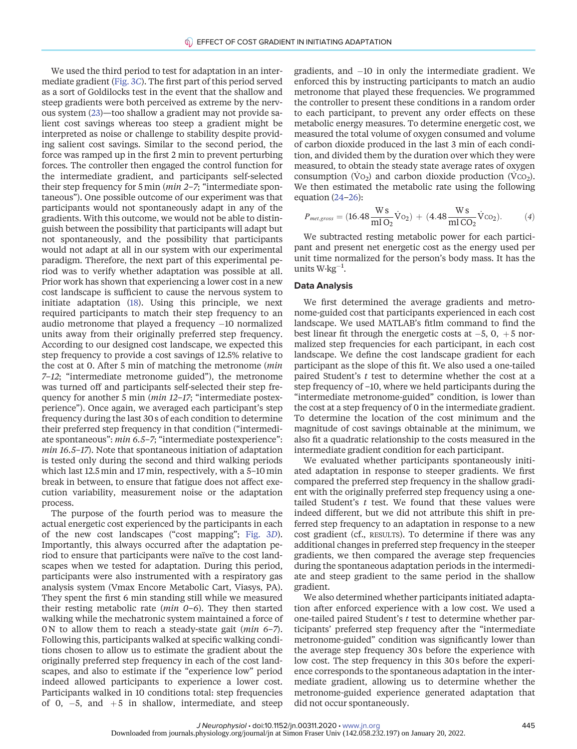We used the third period to test for adaptation in an intermediate gradient (Fig. 3C). The first part of this period served as a sort of Goldilocks test in the event that the shallow and steep gradients were both perceived as extreme by the nervous system (23)—too shallow a gradient may not provide salient cost savings whereas too steep a gradient might be interpreted as noise or challenge to stability despite providing salient cost savings. Similar to the second period, the force was ramped up in the first 2 min to prevent perturbing forces. The controller then engaged the control function for the intermediate gradient, and participants self-selected their step frequency for 5 min (*min 2–7*; "intermediate spontaneous"). One possible outcome of our experiment was that participants would not spontaneously adapt in any of the gradients. With this outcome, we would not be able to distinguish between the possibility that participants will adapt but not spontaneously, and the possibility that participants would not adapt at all in our system with our experimental paradigm. Therefore, the next part of this experimental period was to verify whether adaptation was possible at all. Prior work has shown that experiencing a lower cost in a new cost landscape is sufficient to cause the nervous system to initiate adaptation (18). Using this principle, we next required participants to match their step frequency to an audio metronome that played a frequency −10 normalized units away from their originally preferred step frequency. According to our designed cost landscape, we expected this step frequency to provide a cost savings of 12.5% relative to the cost at 0. After 5 min of matching the metronome (*min 7–12*; "intermediate metronome guided"), the metronome was turned off and participants self-selected their step frequency for another 5 min (*min 12–17*; "intermediate postexperience"). Once again, we averaged each participant's step frequency during the last 30 s of each condition to determine their preferred step frequency in that condition ("intermediate spontaneous": *min 6.5–7*; "intermediate postexperience": *min 16.5–17*). Note that spontaneous initiation of adaptation is tested only during the second and third walking periods which last 12.5 min and 17 min, respectively, with a 5–10 min break in between, to ensure that fatigue does not affect execution variability, measurement noise or the adaptation process.

The purpose of the fourth period was to measure the actual energetic cost experienced by the participants in each of the new cost landscapes ("cost mapping"; Fig. 3D). Importantly, this always occurred after the adaptation period to ensure that participants were naïve to the cost landscapes when we tested for adaptation. During this period, participants were also instrumented with a respiratory gas analysis system (Vmax Encore Metabolic Cart, Viasys, PA). They spent the first 6 min standing still while we measured their resting metabolic rate (*min 0–6*). They then started walking while the mechatronic system maintained a force of 0 N to allow them to reach a steady-state gait (*min 6–7*). Following this, participants walked at specific walking conditions chosen to allow us to estimate the gradient about the originally preferred step frequency in each of the cost landscapes, and also to estimate if the "experience low" period indeed allowed participants to experience a lower cost. Participants walked in 10 conditions total: step frequencies of 0, −5, and +5 in shallow, intermediate, and steep gradients, and −10 in only the intermediate gradient. We enforced this by instructing participants to match an audio metronome that played these frequencies. We programmed the controller to present these conditions in a random order to each participant, to prevent any order effects on these metabolic energy measures. To determine energetic cost, we measured the total volume of oxygen consumed and volume of carbon dioxide produced in the last 3 min of each condition, and divided them by the duration over which they were measured, to obtain the steady state average rates of oxygen consumption ($\dot{V}O_2$) and carbon dioxide production ($\dot{V}CO_2$). We then estimated the metabolic rate using the following equation (24–26):

$$P_{met,gross} = \left(16.48 \frac{\text{W s}}{\text{ml O}_2}\dot{V}O_2\right) + \left(4.48 \frac{\text{W s}}{\text{ml CO}_2}\dot{V}CO_2\right). \qquad (4)$$

We subtracted resting metabolic power for each participant and present net energetic cost as the energy used per unit time normalized for the person's body mass. It has the units $W{\cdot}kg^{-1}$.

### Data Analysis

We first determined the average gradients and metronome-guided cost that participants experienced in each cost landscape. We used MATLAB's fitlm command to find the best linear fit through the energetic costs at −5, 0, +5 normalized step frequencies for each participant, in each cost landscape. We define the cost landscape gradient for each participant as the slope of this fit. We also used a one-tailed paired Student's *t* test to determine whether the cost at a step frequency of –10, where we held participants during the "intermediate metronome-guided" condition, is lower than the cost at a step frequency of 0 in the intermediate gradient. To determine the location of the cost minimum and the magnitude of cost savings obtainable at the minimum, we also fit a quadratic relationship to the costs measured in the intermediate gradient condition for each participant.

We evaluated whether participants spontaneously initiated adaptation in response to steeper gradients. We first compared the preferred step frequency in the shallow gradient with the originally preferred step frequency using a one-tailed Student's *t* test. We found that these values were indeed different, but we did not attribute this shift in preferred step frequency to an adaptation in response to a new cost gradient (cf., RESULTS). To determine if there was any additional changes in preferred step frequency in the steeper gradients, we then compared the average step frequencies during the spontaneous adaptation periods in the intermediate and steep gradient to the same period in the shallow gradient.

We also determined whether participants initiated adaptation after enforced experience with a low cost. We used a one-tailed paired Student's *t* test to determine whether participants' preferred step frequency after the "intermediate metronome-guided" condition was significantly lower than the average step frequency 30 s before the experience with low cost. The step frequency in this 30 s before the experience corresponds to the spontaneous adaptation in the intermediate gradient, allowing us to determine whether the metronome-guided experience generated adaptation that did not occur spontaneously.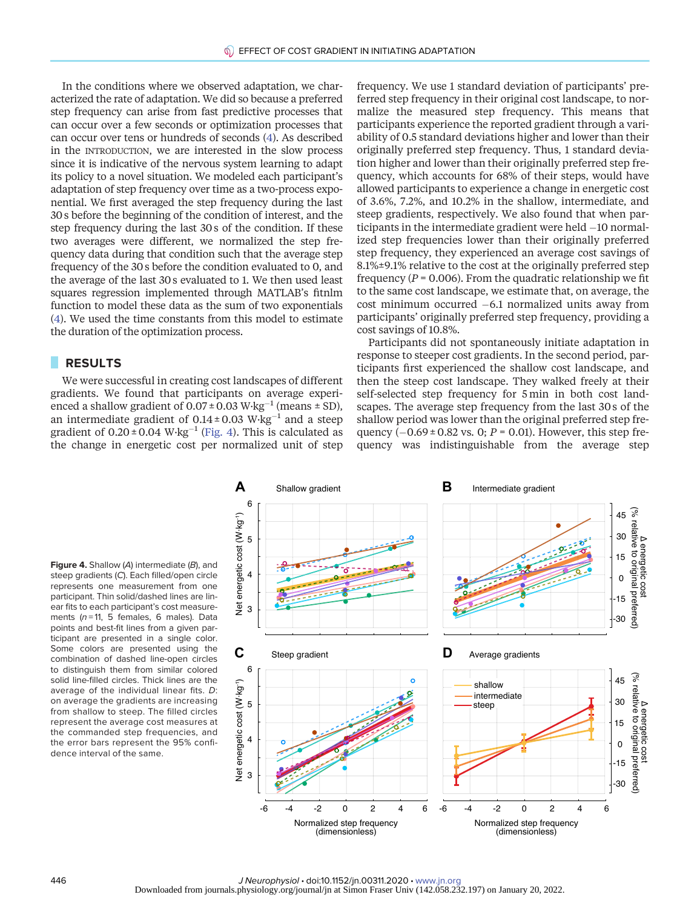In the conditions where we observed adaptation, we characterized the rate of adaptation. We did so because a preferred step frequency can arise from fast predictive processes that can occur over a few seconds or optimization processes that can occur over tens or hundreds of seconds (4). As described in the INTRODUCTION, we are interested in the slow process since it is indicative of the nervous system learning to adapt its policy to a novel situation. We modeled each participant's adaptation of step frequency over time as a two-process exponential. We first averaged the step frequency during the last 30 s before the beginning of the condition of interest, and the step frequency during the last 30 s of the condition. If these two averages were different, we normalized the step frequency data during that condition such that the average step frequency of the 30 s before the condition evaluated to 0, and the average of the last 30 s evaluated to 1. We then used least squares regression implemented through MATLAB's fitnlm function to model these data as the sum of two exponentials (4). We used the time constants from this model to estimate the duration of the optimization process.

## RESULTS

We were successful in creating cost landscapes of different gradients. We found that participants on average experienced a shallow gradient of $0.07 \pm 0.03$ $W \cdot kg^{-1}$ (means ± SD), an intermediate gradient of $0.14 \pm 0.03$ $W \cdot kg^{-1}$ and a steep gradient of $0.20 \pm 0.04$ $W \cdot kg^{-1}$ (Fig. 4). This is calculated as the change in energetic cost per normalized unit of step frequency. We use 1 standard deviation of participants' preferred step frequency in their original cost landscape, to normalize the measured step frequency. This means that participants experience the reported gradient through a variability of 0.5 standard deviations higher and lower than their originally preferred step frequency. Thus, 1 standard deviation higher and lower than their originally preferred step frequency, which accounts for 68% of their steps, would have allowed participants to experience a change in energetic cost of 3.6%, 7.2%, and 10.2% in the shallow, intermediate, and steep gradients, respectively. We also found that when participants in the intermediate gradient were held −10 normalized step frequencies lower than their originally preferred step frequency, they experienced an average cost savings of 8.1%±9.1% relative to the cost at the originally preferred step frequency ($P = 0.006$). From the quadratic relationship we fit to the same cost landscape, we estimate that, on average, the cost minimum occurred −6.1 normalized units away from participants' originally preferred step frequency, providing a cost savings of 10.8%.

Participants did not spontaneously initiate adaptation in response to steeper cost gradients. In the second period, participants first experienced the shallow cost landscape, and then the steep cost landscape. They walked freely at their self-selected step frequency for 5 min in both cost landscapes. The average step frequency from the last 30 s of the shallow period was lower than the original preferred step frequency (−0.69 ± 0.82 vs. 0; $P = 0.01$). However, this step frequency was indistinguishable from the average step

**Figure 4.** Shallow (*A*) intermediate (*B*), and steep gradients (*C*). Each filled/open circle represents one measurement from one participant. Thin solid/dashed lines are linear fits to each participant's cost measurements ($n = 11$, 5 females, 6 males). Data points and best-fit lines from a given participant are presented in a single color. Some colors are presented using the combination of dashed line-open circles to distinguish them from similar colored solid line-filled circles. Thick lines are the average of the individual linear fits. *D*: on average the gradients are increasing from shallow to steep. The filled circles represent the average cost measures at the commanded step frequencies, and the error bars represent the 95% confidence interval of the same.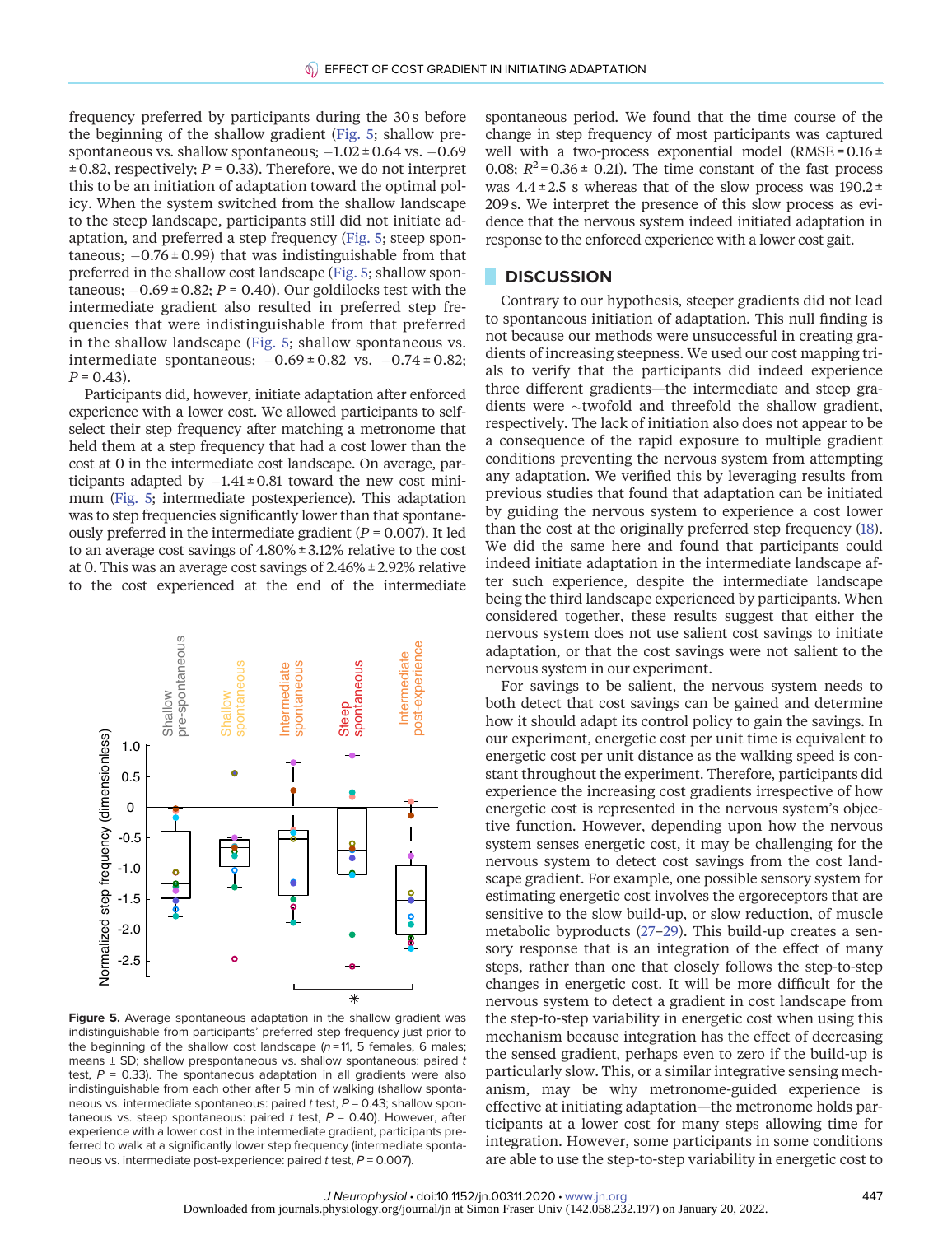frequency preferred by participants during the 30 s before the beginning of the shallow gradient (Fig. 5; shallow prespontaneous vs. shallow spontaneous; −1.02 ± 0.64 vs. −0.69 ± 0.82, respectively; $P$ = 0.33). Therefore, we do not interpret this to be an initiation of adaptation toward the optimal policy. When the system switched from the shallow landscape to the steep landscape, participants still did not initiate adaptation, and preferred a step frequency (Fig. 5; steep spontaneous; −0.76 ± 0.99) that was indistinguishable from that preferred in the shallow cost landscape (Fig. 5; shallow spontaneous; −0.69 ± 0.82; $P$ = 0.40). Our goldilocks test with the intermediate gradient also resulted in preferred step frequencies that were indistinguishable from that preferred in the shallow landscape (Fig. 5; shallow spontaneous vs. intermediate spontaneous; −0.69 ± 0.82 vs. −0.74 ± 0.82; $P$ = 0.43).

Participants did, however, initiate adaptation after enforced experience with a lower cost. We allowed participants to self-select their step frequency after matching a metronome that held them at a step frequency that had a cost lower than the cost at 0 in the intermediate cost landscape. On average, participants adapted by −1.41 ± 0.81 toward the new cost minimum (Fig. 5; intermediate postexperience). This adaptation was to step frequencies significantly lower than that spontaneously preferred in the intermediate gradient ($P$ = 0.007). It led to an average cost savings of 4.80% ± 3.12% relative to the cost at 0. This was an average cost savings of 2.46% ± 2.92% relative to the cost experienced at the end of the intermediate spontaneous period. We found that the time course of the change in step frequency of most participants was captured well with a two-process exponential model (RMSE = 0.16 ± 0.08; $R^2$ = 0.36 ± 0.21). The time constant of the fast process was 4.4 ± 2.5 s whereas that of the slow process was 190.2 ± 209 s. We interpret the presence of this slow process as evidence that the nervous system indeed initiated adaptation in response to the enforced experience with a lower cost gait.

**Figure 5.** Average spontaneous adaptation in the shallow gradient was indistinguishable from participants' preferred step frequency just prior to the beginning of the shallow cost landscape ($n$ = 11, 5 females, 6 males; means ± SD; shallow prespontaneous vs. shallow spontaneous: paired $t$ test, $P$ = 0.33). The spontaneous adaptation in all gradients were also indistinguishable from each other after 5 min of walking (shallow spontaneous vs. intermediate spontaneous: paired $t$ test, $P$ = 0.43; shallow spontaneous vs. steep spontaneous: paired $t$ test, $P$ = 0.40). However, after experience with a lower cost in the intermediate gradient, participants preferred to walk at a significantly lower step frequency (intermediate spontaneous vs. intermediate post-experience: paired $t$ test, $P$ = 0.007).

## DISCUSSION

Contrary to our hypothesis, steeper gradients did not lead to spontaneous initiation of adaptation. This null finding is not because our methods were unsuccessful in creating gradients of increasing steepness. We used our cost mapping trials to verify that the participants did indeed experience three different gradients—the intermediate and steep gradients were ∼twofold and threefold the shallow gradient, respectively. The lack of initiation also does not appear to be a consequence of the rapid exposure to multiple gradient conditions preventing the nervous system from attempting any adaptation. We verified this by leveraging results from previous studies that found that adaptation can be initiated by guiding the nervous system to experience a cost lower than the cost at the originally preferred step frequency (18). We did the same here and found that participants could indeed initiate adaptation in the intermediate landscape after such experience, despite the intermediate landscape being the third landscape experienced by participants. When considered together, these results suggest that either the nervous system does not use salient cost savings to initiate adaptation, or that the cost savings were not salient to the nervous system in our experiment.

For savings to be salient, the nervous system needs to both detect that cost savings can be gained and determine how it should adapt its control policy to gain the savings. In our experiment, energetic cost per unit time is equivalent to energetic cost per unit distance as the walking speed is constant throughout the experiment. Therefore, participants did experience the increasing cost gradients irrespective of how energetic cost is represented in the nervous system's objective function. However, depending upon how the nervous system senses energetic cost, it may be challenging for the nervous system to detect cost savings from the cost landscape gradient. For example, one possible sensory system for estimating energetic cost involves the ergoreceptors that are sensitive to the slow build-up, or slow reduction, of muscle metabolic byproducts (27–29). This build-up creates a sensory response that is an integration of the effect of many steps, rather than one that closely follows the step-to-step changes in energetic cost. It will be more difficult for the nervous system to detect a gradient in cost landscape from the step-to-step variability in energetic cost when using this mechanism because integration has the effect of decreasing the sensed gradient, perhaps even to zero if the build-up is particularly slow. This, or a similar integrative sensing mechanism, may be why metronome-guided experience is effective at initiating adaptation—the metronome holds participants at a lower cost for many steps allowing time for integration. However, some participants in some conditions are able to use the step-to-step variability in energetic cost to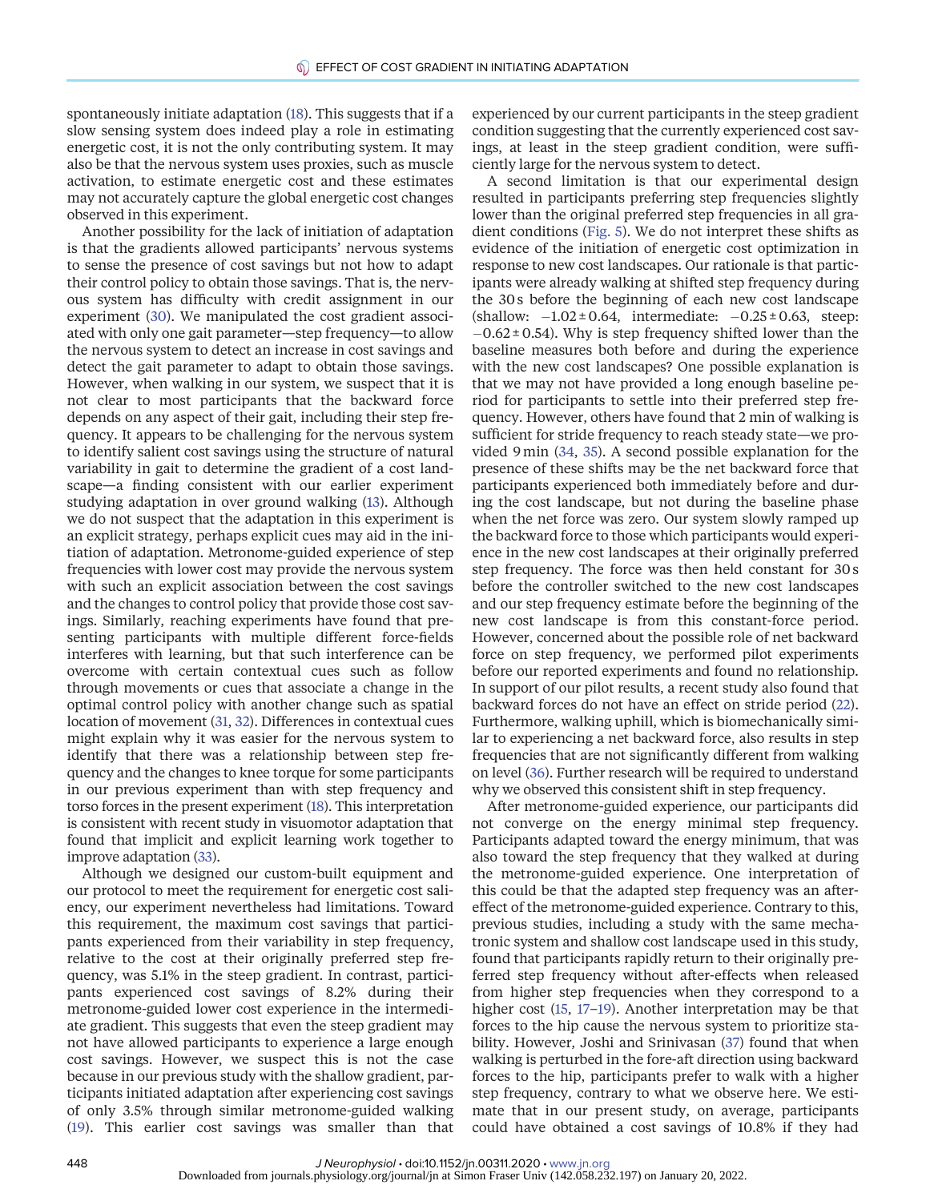spontaneously initiate adaptation (18). This suggests that if a slow sensing system does indeed play a role in estimating energetic cost, it is not the only contributing system. It may also be that the nervous system uses proxies, such as muscle activation, to estimate energetic cost and these estimates may not accurately capture the global energetic cost changes observed in this experiment.

Another possibility for the lack of initiation of adaptation is that the gradients allowed participants' nervous systems to sense the presence of cost savings but not how to adapt their control policy to obtain those savings. That is, the nervous system has difficulty with credit assignment in our experiment (30). We manipulated the cost gradient associated with only one gait parameter—step frequency—to allow the nervous system to detect an increase in cost savings and detect the gait parameter to adapt to obtain those savings. However, when walking in our system, we suspect that it is not clear to most participants that the backward force depends on any aspect of their gait, including their step frequency. It appears to be challenging for the nervous system to identify salient cost savings using the structure of natural variability in gait to determine the gradient of a cost landscape—a finding consistent with our earlier experiment studying adaptation in over ground walking (13). Although we do not suspect that the adaptation in this experiment is an explicit strategy, perhaps explicit cues may aid in the initiation of adaptation. Metronome-guided experience of step frequencies with lower cost may provide the nervous system with such an explicit association between the cost savings and the changes to control policy that provide those cost savings. Similarly, reaching experiments have found that presenting participants with multiple different force-fields interferes with learning, but that such interference can be overcome with certain contextual cues such as follow through movements or cues that associate a change in the optimal control policy with another change such as spatial location of movement (31, 32). Differences in contextual cues might explain why it was easier for the nervous system to identify that there was a relationship between step frequency and the changes to knee torque for some participants in our previous experiment than with step frequency and torso forces in the present experiment (18). This interpretation is consistent with recent study in visuomotor adaptation that found that implicit and explicit learning work together to improve adaptation (33).

Although we designed our custom-built equipment and our protocol to meet the requirement for energetic cost saliency, our experiment nevertheless had limitations. Toward this requirement, the maximum cost savings that participants experienced from their variability in step frequency, relative to the cost at their originally preferred step frequency, was 5.1% in the steep gradient. In contrast, participants experienced cost savings of 8.2% during their metronome-guided lower cost experience in the intermediate gradient. This suggests that even the steep gradient may not have allowed participants to experience a large enough cost savings. However, we suspect this is not the case because in our previous study with the shallow gradient, participants initiated adaptation after experiencing cost savings of only 3.5% through similar metronome-guided walking (19). This earlier cost savings was smaller than that experienced by our current participants in the steep gradient condition suggesting that the currently experienced cost savings, at least in the steep gradient condition, were sufficiently large for the nervous system to detect.

A second limitation is that our experimental design resulted in participants preferring step frequencies slightly lower than the original preferred step frequencies in all gradient conditions (Fig. 5). We do not interpret these shifts as evidence of the initiation of energetic cost optimization in response to new cost landscapes. Our rationale is that participants were already walking at shifted step frequency during the 30 s before the beginning of each new cost landscape (shallow: $-1.02 \pm 0.64$, intermediate: $-0.25 \pm 0.63$, steep: $-0.62 \pm 0.54$). Why is step frequency shifted lower than the baseline measures both before and during the experience with the new cost landscapes? One possible explanation is that we may not have provided a long enough baseline period for participants to settle into their preferred step frequency. However, others have found that 2 min of walking is sufficient for stride frequency to reach steady state—we provided 9 min (34, 35). A second possible explanation for the presence of these shifts may be the net backward force that participants experienced both immediately before and during the cost landscape, but not during the baseline phase when the net force was zero. Our system slowly ramped up the backward force to those which participants would experience in the new cost landscapes at their originally preferred step frequency. The force was then held constant for 30 s before the controller switched to the new cost landscapes and our step frequency estimate before the beginning of the new cost landscape is from this constant-force period. However, concerned about the possible role of net backward force on step frequency, we performed pilot experiments before our reported experiments and found no relationship. In support of our pilot results, a recent study also found that backward forces do not have an effect on stride period (22). Furthermore, walking uphill, which is biomechanically similar to experiencing a net backward force, also results in step frequencies that are not significantly different from walking on level (36). Further research will be required to understand why we observed this consistent shift in step frequency.

After metronome-guided experience, our participants did not converge on the energy minimal step frequency. Participants adapted toward the energy minimum, that was also toward the step frequency that they walked at during the metronome-guided experience. One interpretation of this could be that the adapted step frequency was an after-effect of the metronome-guided experience. Contrary to this, previous studies, including a study with the same mechatronic system and shallow cost landscape used in this study, found that participants rapidly return to their originally preferred step frequency without after-effects when released from higher step frequencies when they correspond to a higher cost (15, 17–19). Another interpretation may be that forces to the hip cause the nervous system to prioritize stability. However, Joshi and Srinivasan (37) found that when walking is perturbed in the fore-aft direction using backward forces to the hip, participants prefer to walk with a higher step frequency, contrary to what we observe here. We estimate that in our present study, on average, participants could have obtained a cost savings of 10.8% if they had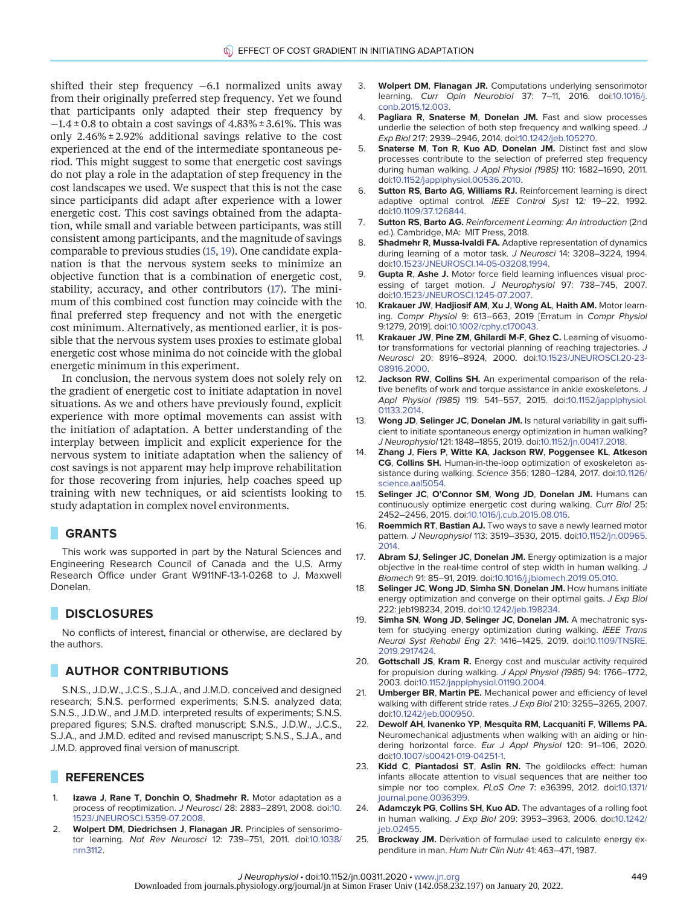shifted their step frequency −6.1 normalized units away from their originally preferred step frequency. Yet we found that participants only adapted their step frequency by $-1.4 \pm 0.8$ to obtain a cost savings of $4.83\% \pm 3.61\%$. This was only $2.46\% \pm 2.92\%$ additional savings relative to the cost experienced at the end of the intermediate spontaneous period. This might suggest to some that energetic cost savings do not play a role in the adaptation of step frequency in the cost landscapes we used. We suspect that this is not the case since participants did adapt after experience with a lower energetic cost. This cost savings obtained from the adaptation, while small and variable between participants, was still consistent among participants, and the magnitude of savings comparable to previous studies (15, 19). One candidate explanation is that the nervous system seeks to minimize an objective function that is a combination of energetic cost, stability, accuracy, and other contributors (17). The minimum of this combined cost function may coincide with the final preferred step frequency and not with the energetic cost minimum. Alternatively, as mentioned earlier, it is possible that the nervous system uses proxies to estimate global energetic cost whose minima do not coincide with the global energetic minimum in this experiment.

In conclusion, the nervous system does not solely rely on the gradient of energetic cost to initiate adaptation in novel situations. As we and others have previously found, explicit experience with more optimal movements can assist with the initiation of adaptation. A better understanding of the interplay between implicit and explicit experience for the nervous system to initiate adaptation when the saliency of cost savings is not apparent may help improve rehabilitation for those recovering from injuries, help coaches speed up training with new techniques, or aid scientists looking to study adaptation in complex novel environments.

## GRANTS

This work was supported in part by the Natural Sciences and Engineering Research Council of Canada and the U.S. Army Research Office under Grant W911NF-13-1-0268 to J. Maxwell Donelan.

## DISCLOSURES

No conflicts of interest, financial or otherwise, are declared by the authors.

## AUTHOR CONTRIBUTIONS

S.N.S., J.D.W., J.C.S., S.J.A., and J.M.D. conceived and designed research; S.N.S. performed experiments; S.N.S. analyzed data; S.N.S., J.D.W., and J.M.D. interpreted results of experiments; S.N.S. prepared figures; S.N.S. drafted manuscript; S.N.S., J.D.W., J.C.S., S.J.A., and J.M.D. edited and revised manuscript; S.N.S., S.J.A., and J.M.D. approved final version of manuscript.

## REFERENCES

1. **Izawa J, Rane T, Donchin O, Shadmehr R.** Motor adaptation as a process of reoptimization. *J Neurosci* 28: 2883–2891, 2008. doi:10.1523/JNEUROSCI.5359-07.2008.
2. **Wolpert DM, Diedrichsen J, Flanagan JR.** Principles of sensorimotor learning. *Nat Rev Neurosci* 12: 739–751, 2011. doi:10.1038/nrn3112.
3. **Wolpert DM, Flanagan JR.** Computations underlying sensorimotor learning. *Curr Opin Neurobiol* 37: 7–11, 2016. doi:10.1016/j.conb.2015.12.003.
4. **Pagliara R, Snaterse M, Donelan JM.** Fast and slow processes underlie the selection of both step frequency and walking speed. *J Exp Biol* 217: 2939–2946, 2014. doi:10.1242/jeb.105270.
5. **Snaterse M, Ton R, Kuo AD, Donelan JM.** Distinct fast and slow processes contribute to the selection of preferred step frequency during human walking. *J Appl Physiol (1985)* 110: 1682–1690, 2011. doi:10.1152/japplphysiol.00536.2010.
6. **Sutton RS, Barto AG, Williams RJ.** Reinforcement learning is direct adaptive optimal control. *IEEE Control Syst* 12: 19–22, 1992. doi:10.1109/37.126844.
7. **Sutton RS, Barto AG.** *Reinforcement Learning: An Introduction* (2nd ed.). Cambridge, MA: MIT Press, 2018.
8. **Shadmehr R, Mussa-Ivaldi FA.** Adaptive representation of dynamics during learning of a motor task. *J Neurosci* 14: 3208–3224, 1994. doi:10.1523/JNEUROSCI.14-05-03208.1994.
9. **Gupta R, Ashe J.** Motor force field learning influences visual processing of target motion. *J Neurophysiol* 97: 738–745, 2007. doi:10.1523/JNEUROSCI.1245-07.2007.
10. **Krakauer JW, Hadjiosif AM, Xu J, Wong AL, Haith AM.** Motor learning. *Compr Physiol* 9: 613–663, 2019 [Erratum in *Compr Physiol* 9:1279, 2019]. doi:10.1002/cphy.c170043.
11. **Krakauer JW, Pine ZM, Ghilardi M-F, Ghez C.** Learning of visuomotor transformations for vectorial planning of reaching trajectories. *J Neurosci* 20: 8916–8924, 2000. doi:10.1523/JNEUROSCI.20-23-08916.2000.
12. **Jackson RW, Collins SH.** An experimental comparison of the relative benefits of work and torque assistance in ankle exoskeletons. *J Appl Physiol (1985)* 119: 541–557, 2015. doi:10.1152/japplphysiol.01133.2014.
13. **Wong JD, Selinger JC, Donelan JM.** Is natural variability in gait sufficient to initiate spontaneous energy optimization in human walking? *J Neurophysiol* 121: 1848–1855, 2019. doi:10.1152/jn.00417.2018.
14. **Zhang J, Fiers P, Witte KA, Jackson RW, Poggensee KL, Atkeson CG, Collins SH.** Human-in-the-loop optimization of exoskeleton assistance during walking. *Science* 356: 1280–1284, 2017. doi:10.1126/science.aal5054.
15. **Selinger JC, O'Connor SM, Wong JD, Donelan JM.** Humans can continuously optimize energetic cost during walking. *Curr Biol* 25: 2452–2456, 2015. doi:10.1016/j.cub.2015.08.016.
16. **Roemmich RT, Bastian AJ.** Two ways to save a newly learned motor pattern. *J Neurophysiol* 113: 3519–3530, 2015. doi:10.1152/jn.00965.2014.
17. **Abram SJ, Selinger JC, Donelan JM.** Energy optimization is a major objective in the real-time control of step width in human walking. *J Biomech* 91: 85–91, 2019. doi:10.1016/j.jbiomech.2019.05.010.
18. **Selinger JC, Wong JD, Simha SN, Donelan JM.** How humans initiate energy optimization and converge on their optimal gaits. *J Exp Biol* 222: jeb198234, 2019. doi:10.1242/jeb.198234.
19. **Simha SN, Wong JD, Selinger JC, Donelan JM.** A mechatronic system for studying energy optimization during walking. *IEEE Trans Neural Syst Rehabil Eng* 27: 1416–1425, 2019. doi:10.1109/TNSRE.2019.2917424.
20. **Gottschall JS, Kram R.** Energy cost and muscular activity required for propulsion during walking. *J Appl Physiol (1985)* 94: 1766–1772, 2003. doi:10.1152/japplphysiol.01190.2004.
21. **Umberger BR, Martin PE.** Mechanical power and efficiency of level walking with different stride rates. *J Exp Biol* 210: 3255–3265, 2007. doi:10.1242/jeb.000950.
22. **Dewolf AH, Ivanenko YP, Mesquita RM, Lacquaniti F, Willems PA.** Neuromechanical adjustments when walking with an aiding or hindering horizontal force. *Eur J Appl Physiol* 120: 91–106, 2020. doi:10.1007/s00421-019-04251-1.
23. **Kidd C, Piantadosi ST, Aslin RN.** The goldilocks effect: human infants allocate attention to visual sequences that are neither too simple nor too complex. *PLoS One* 7: e36399, 2012. doi:10.1371/journal.pone.0036399.
24. **Adamczyk PG, Collins SH, Kuo AD.** The advantages of a rolling foot in human walking. *J Exp Biol* 209: 3953–3963, 2006. doi:10.1242/jeb.02455.
25. **Brockway JM.** Derivation of formulae used to calculate energy expenditure in man. *Hum Nutr Clin Nutr* 41: 463–471, 1987.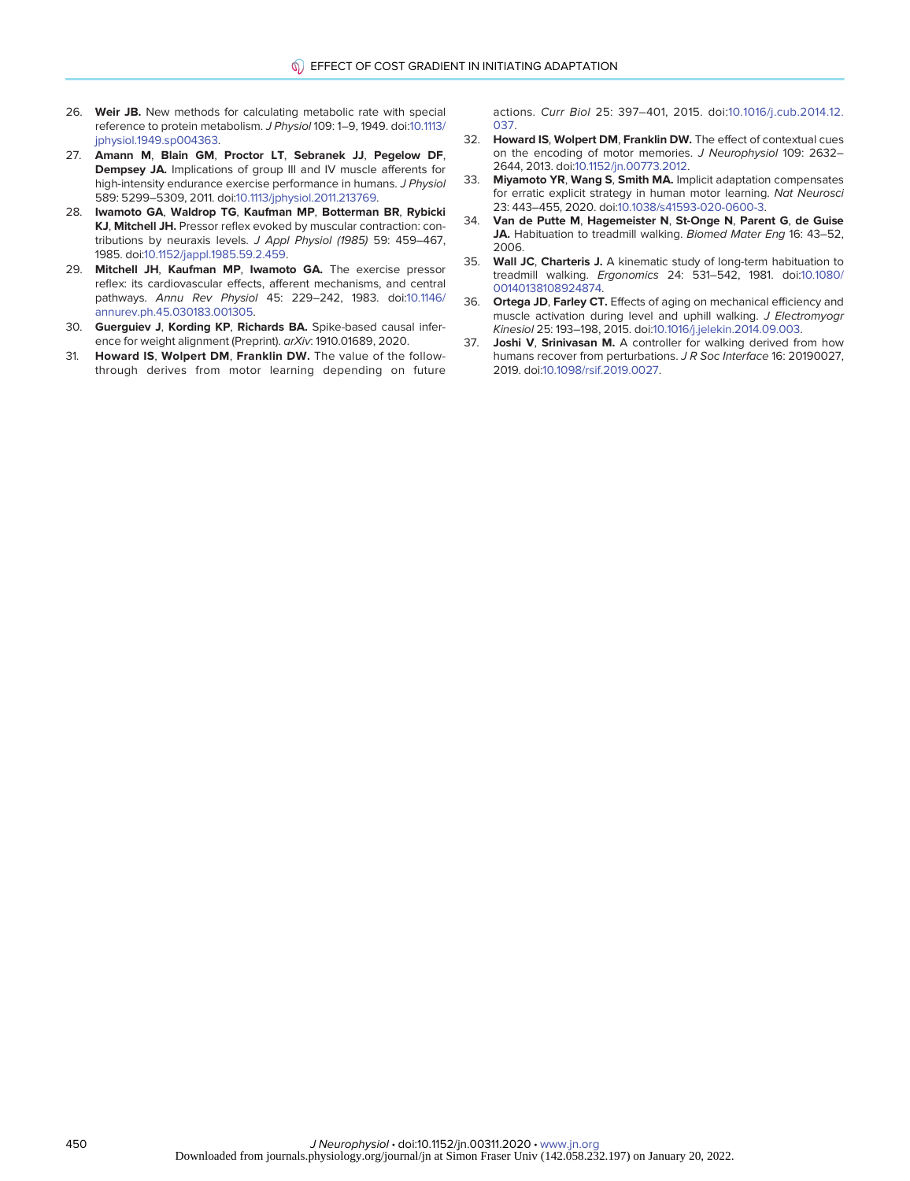26. **Weir JB.** New methods for calculating metabolic rate with special reference to protein metabolism. *J Physiol* 109: 1–9, 1949. doi:10.1113/jphysiol.1949.sp004363.
27. **Amann M**, **Blain GM**, **Proctor LT**, **Sebranek JJ**, **Pegelow DF**, **Dempsey JA.** Implications of group III and IV muscle afferents for high-intensity endurance exercise performance in humans. *J Physiol* 589: 5299–5309, 2011. doi:10.1113/jphysiol.2011.213769.
28. **Iwamoto GA**, **Waldrop TG**, **Kaufman MP**, **Botterman BR**, **Rybicki KJ**, **Mitchell JH.** Pressor reflex evoked by muscular contraction: contributions by neuraxis levels. *J Appl Physiol (1985)* 59: 459–467, 1985. doi:10.1152/jappl.1985.59.2.459.
29. **Mitchell JH**, **Kaufman MP**, **Iwamoto GA.** The exercise pressor reflex: its cardiovascular effects, afferent mechanisms, and central pathways. *Annu Rev Physiol* 45: 229–242, 1983. doi:10.1146/annurev.ph.45.030183.001305.
30. **Guerguiev J**, **Kording KP**, **Richards BA.** Spike-based causal inference for weight alignment (Preprint). *arXiv*: 1910.01689, 2020.
31. **Howard IS**, **Wolpert DM**, **Franklin DW.** The value of the follow-through derives from motor learning depending on future actions. *Curr Biol* 25: 397–401, 2015. doi:10.1016/j.cub.2014.12.037.
32. **Howard IS**, **Wolpert DM**, **Franklin DW.** The effect of contextual cues on the encoding of motor memories. *J Neurophysiol* 109: 2632–2644, 2013. doi:10.1152/jn.00773.2012.
33. **Miyamoto YR**, **Wang S**, **Smith MA.** Implicit adaptation compensates for erratic explicit strategy in human motor learning. *Nat Neurosci* 23: 443–455, 2020. doi:10.1038/s41593-020-0600-3.
34. **Van de Putte M**, **Hagemeister N**, **St-Onge N**, **Parent G**, **de Guise JA.** Habituation to treadmill walking. *Biomed Mater Eng* 16: 43–52, 2006.
35. **Wall JC**, **Charteris J.** A kinematic study of long-term habituation to treadmill walking. *Ergonomics* 24: 531–542, 1981. doi:10.1080/00140138108924874.
36. **Ortega JD**, **Farley CT.** Effects of aging on mechanical efficiency and muscle activation during level and uphill walking. *J Electromyogr Kinesiol* 25: 193–198, 2015. doi:10.1016/j.jelekin.2014.09.003.
37. **Joshi V**, **Srinivasan M.** A controller for walking derived from how humans recover from perturbations. *J R Soc Interface* 16: 20190027, 2019. doi:10.1098/rsif.2019.0027.